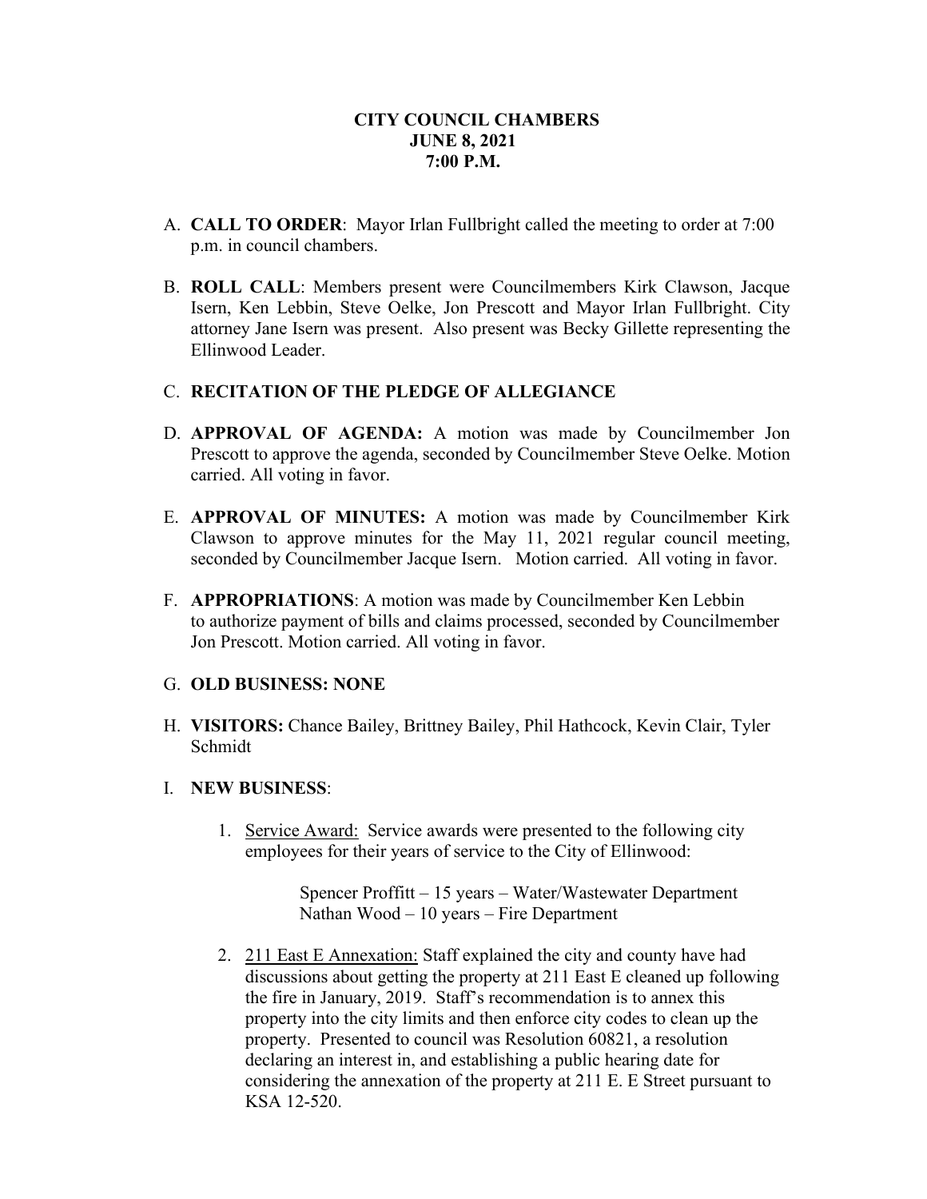# CITY COUNCIL CHAMBERS
## JUNE 8, 2021
## 7:00 P.M.

A. **CALL TO ORDER**: Mayor Irlan Fullbright called the meeting to order at 7:00 p.m. in council chambers.

B. **ROLL CALL**: Members present were Councilmembers Kirk Clawson, Jacque Isern, Ken Lebbin, Steve Oelke, Jon Prescott and Mayor Irlan Fullbright. City attorney Jane Isern was present. Also present was Becky Gillette representing the Ellinwood Leader.

C. **RECITATION OF THE PLEDGE OF ALLEGIANCE**

D. **APPROVAL OF AGENDA:** A motion was made by Councilmember Jon Prescott to approve the agenda, seconded by Councilmember Steve Oelke. Motion carried. All voting in favor.

E. **APPROVAL OF MINUTES:** A motion was made by Councilmember Kirk Clawson to approve minutes for the May 11, 2021 regular council meeting, seconded by Councilmember Jacque Isern. Motion carried. All voting in favor.

F. **APPROPRIATIONS**: A motion was made by Councilmember Ken Lebbin to authorize payment of bills and claims processed, seconded by Councilmember Jon Prescott. Motion carried. All voting in favor.

G. **OLD BUSINESS: NONE**

H. **VISITORS:** Chance Bailey, Brittney Bailey, Phil Hathcock, Kevin Clair, Tyler Schmidt

I. **NEW BUSINESS**:

1. Service Award: Service awards were presented to the following city employees for their years of service to the City of Ellinwood:

   Spencer Proffitt – 15 years – Water/Wastewater Department
   Nathan Wood – 10 years – Fire Department

2. 211 East E Annexation: Staff explained the city and county have had discussions about getting the property at 211 East E cleaned up following the fire in January, 2019. Staff's recommendation is to annex this property into the city limits and then enforce city codes to clean up the property. Presented to council was Resolution 60821, a resolution declaring an interest in, and establishing a public hearing date for considering the annexation of the property at 211 E. E Street pursuant to KSA 12-520.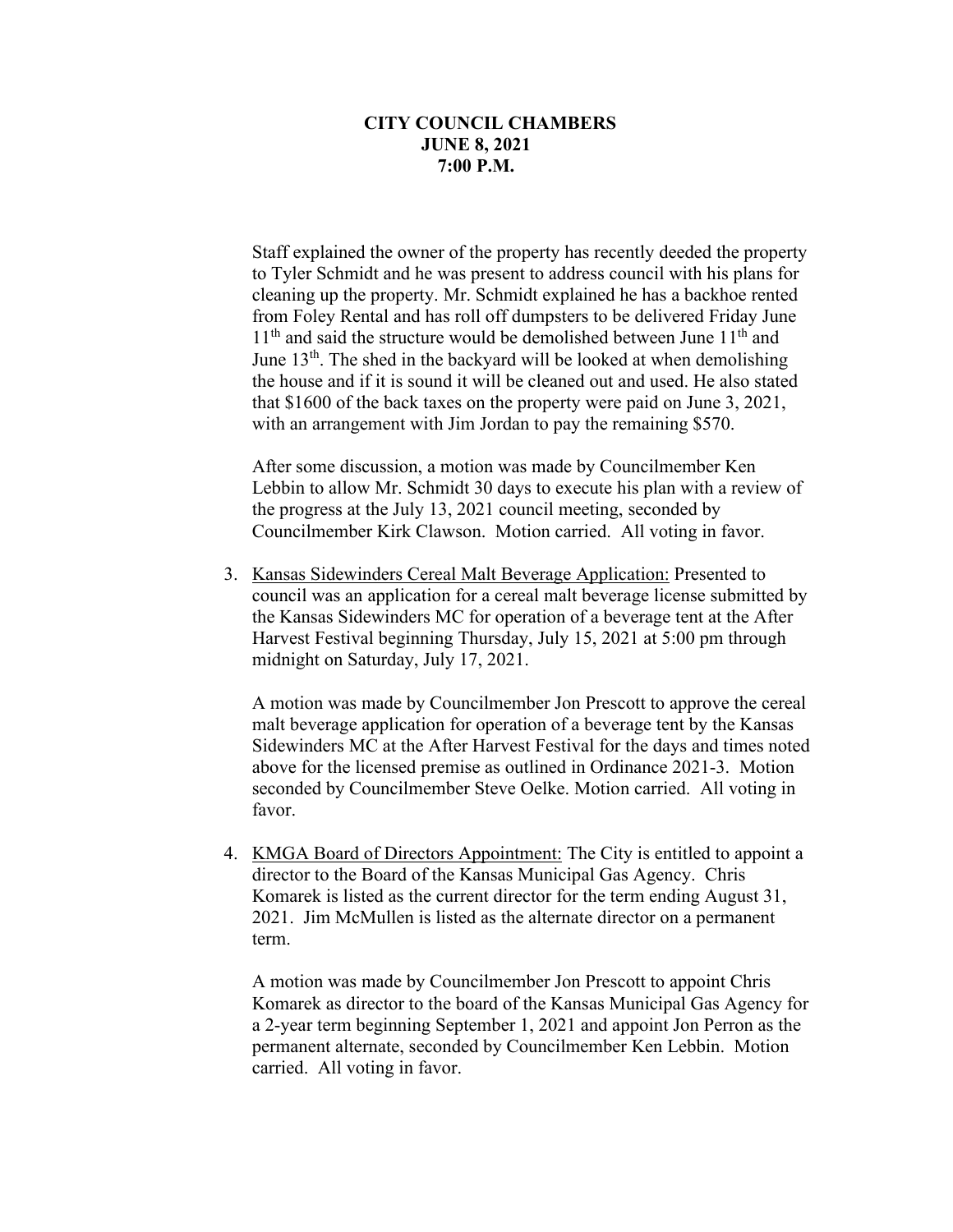**CITY COUNCIL CHAMBERS**
**JUNE 8, 2021**
**7:00 P.M.**

Staff explained the owner of the property has recently deeded the property to Tyler Schmidt and he was present to address council with his plans for cleaning up the property. Mr. Schmidt explained he has a backhoe rented from Foley Rental and has roll off dumpsters to be delivered Friday June 11th and said the structure would be demolished between June 11th and June 13th. The shed in the backyard will be looked at when demolishing the house and if it is sound it will be cleaned out and used. He also stated that $1600 of the back taxes on the property were paid on June 3, 2021, with an arrangement with Jim Jordan to pay the remaining $570.

After some discussion, a motion was made by Councilmember Ken Lebbin to allow Mr. Schmidt 30 days to execute his plan with a review of the progress at the July 13, 2021 council meeting, seconded by Councilmember Kirk Clawson. Motion carried. All voting in favor.

3. Kansas Sidewinders Cereal Malt Beverage Application: Presented to council was an application for a cereal malt beverage license submitted by the Kansas Sidewinders MC for operation of a beverage tent at the After Harvest Festival beginning Thursday, July 15, 2021 at 5:00 pm through midnight on Saturday, July 17, 2021.

   A motion was made by Councilmember Jon Prescott to approve the cereal malt beverage application for operation of a beverage tent by the Kansas Sidewinders MC at the After Harvest Festival for the days and times noted above for the licensed premise as outlined in Ordinance 2021-3. Motion seconded by Councilmember Steve Oelke. Motion carried. All voting in favor.

4. KMGA Board of Directors Appointment: The City is entitled to appoint a director to the Board of the Kansas Municipal Gas Agency. Chris Komarek is listed as the current director for the term ending August 31, 2021. Jim McMullen is listed as the alternate director on a permanent term.

   A motion was made by Councilmember Jon Prescott to appoint Chris Komarek as director to the board of the Kansas Municipal Gas Agency for a 2-year term beginning September 1, 2021 and appoint Jon Perron as the permanent alternate, seconded by Councilmember Ken Lebbin. Motion carried. All voting in favor.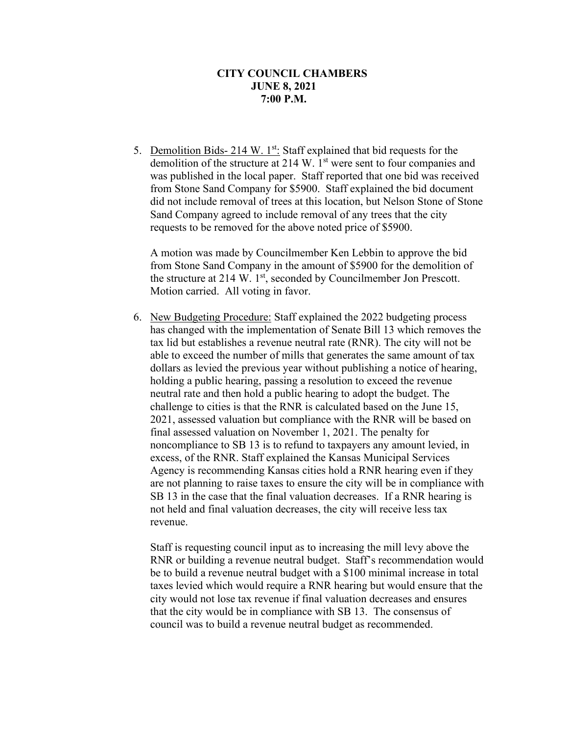**CITY COUNCIL CHAMBERS**
**JUNE 8, 2021**
**7:00 P.M.**

5. Demolition Bids- 214 W. 1st: Staff explained that bid requests for the demolition of the structure at 214 W. 1st were sent to four companies and was published in the local paper. Staff reported that one bid was received from Stone Sand Company for $5900. Staff explained the bid document did not include removal of trees at this location, but Nelson Stone of Stone Sand Company agreed to include removal of any trees that the city requests to be removed for the above noted price of $5900.

   A motion was made by Councilmember Ken Lebbin to approve the bid from Stone Sand Company in the amount of $5900 for the demolition of the structure at 214 W. 1st, seconded by Councilmember Jon Prescott. Motion carried. All voting in favor.

6. New Budgeting Procedure: Staff explained the 2022 budgeting process has changed with the implementation of Senate Bill 13 which removes the tax lid but establishes a revenue neutral rate (RNR). The city will not be able to exceed the number of mills that generates the same amount of tax dollars as levied the previous year without publishing a notice of hearing, holding a public hearing, passing a resolution to exceed the revenue neutral rate and then hold a public hearing to adopt the budget. The challenge to cities is that the RNR is calculated based on the June 15, 2021, assessed valuation but compliance with the RNR will be based on final assessed valuation on November 1, 2021. The penalty for noncompliance to SB 13 is to refund to taxpayers any amount levied, in excess, of the RNR. Staff explained the Kansas Municipal Services Agency is recommending Kansas cities hold a RNR hearing even if they are not planning to raise taxes to ensure the city will be in compliance with SB 13 in the case that the final valuation decreases. If a RNR hearing is not held and final valuation decreases, the city will receive less tax revenue.

   Staff is requesting council input as to increasing the mill levy above the RNR or building a revenue neutral budget. Staff's recommendation would be to build a revenue neutral budget with a $100 minimal increase in total taxes levied which would require a RNR hearing but would ensure that the city would not lose tax revenue if final valuation decreases and ensures that the city would be in compliance with SB 13. The consensus of council was to build a revenue neutral budget as recommended.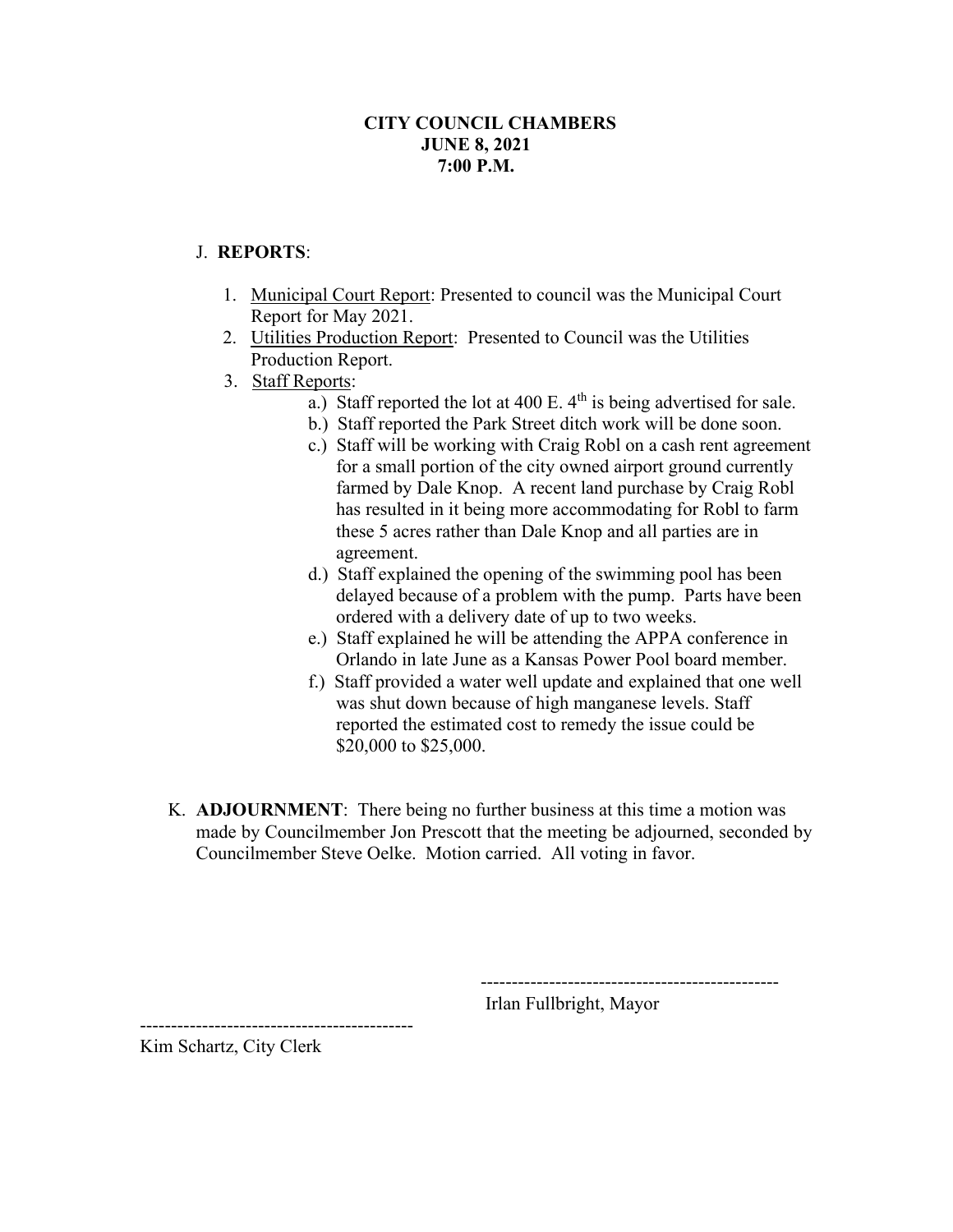**CITY COUNCIL CHAMBERS**
**JUNE 8, 2021**
**7:00 P.M.**

J. **REPORTS**:

1. Municipal Court Report: Presented to council was the Municipal Court Report for May 2021.
2. Utilities Production Report: Presented to Council was the Utilities Production Report.
3. Staff Reports:
   - a.) Staff reported the lot at 400 E. 4th is being advertised for sale.
   - b.) Staff reported the Park Street ditch work will be done soon.
   - c.) Staff will be working with Craig Robl on a cash rent agreement for a small portion of the city owned airport ground currently farmed by Dale Knop. A recent land purchase by Craig Robl has resulted in it being more accommodating for Robl to farm these 5 acres rather than Dale Knop and all parties are in agreement.
   - d.) Staff explained the opening of the swimming pool has been delayed because of a problem with the pump. Parts have been ordered with a delivery date of up to two weeks.
   - e.) Staff explained he will be attending the APPA conference in Orlando in late June as a Kansas Power Pool board member.
   - f.) Staff provided a water well update and explained that one well was shut down because of high manganese levels. Staff reported the estimated cost to remedy the issue could be $20,000 to $25,000.

K. **ADJOURNMENT**: There being no further business at this time a motion was made by Councilmember Jon Prescott that the meeting be adjourned, seconded by Councilmember Steve Oelke. Motion carried. All voting in favor.

-----------------------------------------------
Irlan Fullbright, Mayor

-------------------------------------------
Kim Schartz, City Clerk